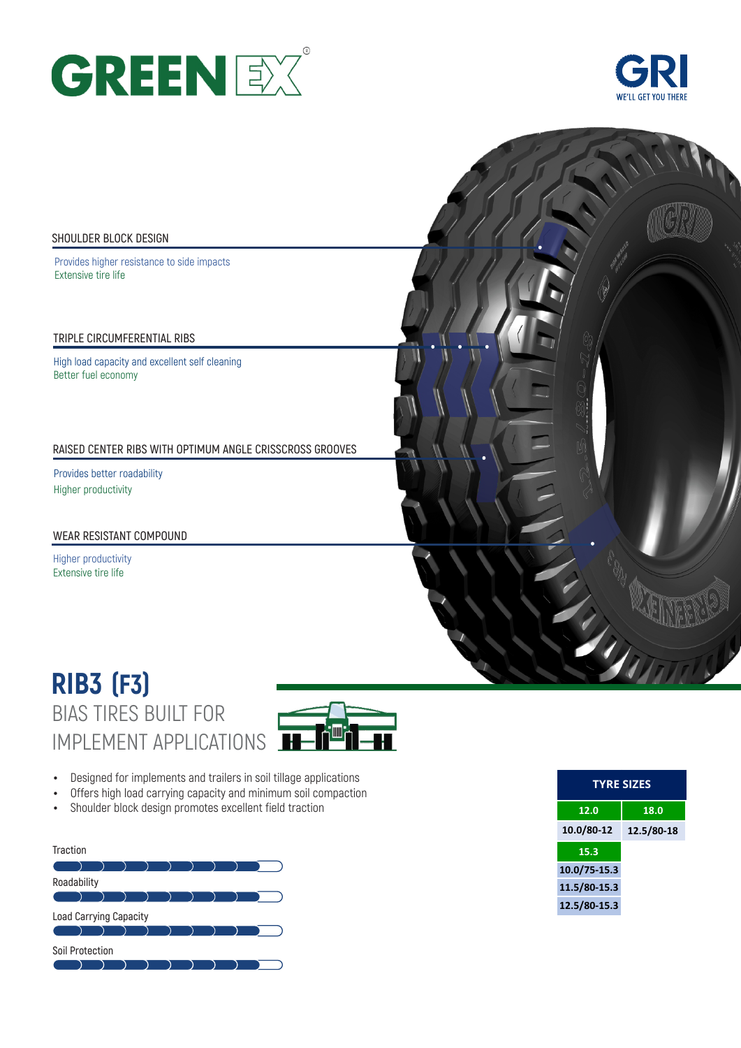# GREENEX

GRI
WE'LL GET YOU THERE

### SHOULDER BLOCK DESIGN

Provides higher resistance to side impacts
Extensive tire life

### TRIPLE CIRCUMFERENTIAL RIBS

High load capacity and excellent self cleaning
Better fuel economy

### RAISED CENTER RIBS WITH OPTIMUM ANGLE CRISSCROSS GROOVES

Provides better roadability
Higher productivity

### WEAR RESISTANT COMPOUND

Higher productivity
Extensive tire life

# RIB3 (F3)

## BIAS TIRES BUILT FOR IMPLEMENT APPLICATIONS

- Designed for implements and trailers in soil tillage applications
- Offers high load carrying capacity and minimum soil compaction
- Shoulder block design promotes excellent field traction

Traction

Roadability

Load Carrying Capacity

Soil Protection

| TYRE SIZES | |
|---|---|
| **12.0** | **18.0** |
| 10.0/80-12 | 12.5/80-18 |
| **15.3** | |
| 10.0/75-15.3 | |
| 11.5/80-15.3 | |
| 12.5/80-15.3 | |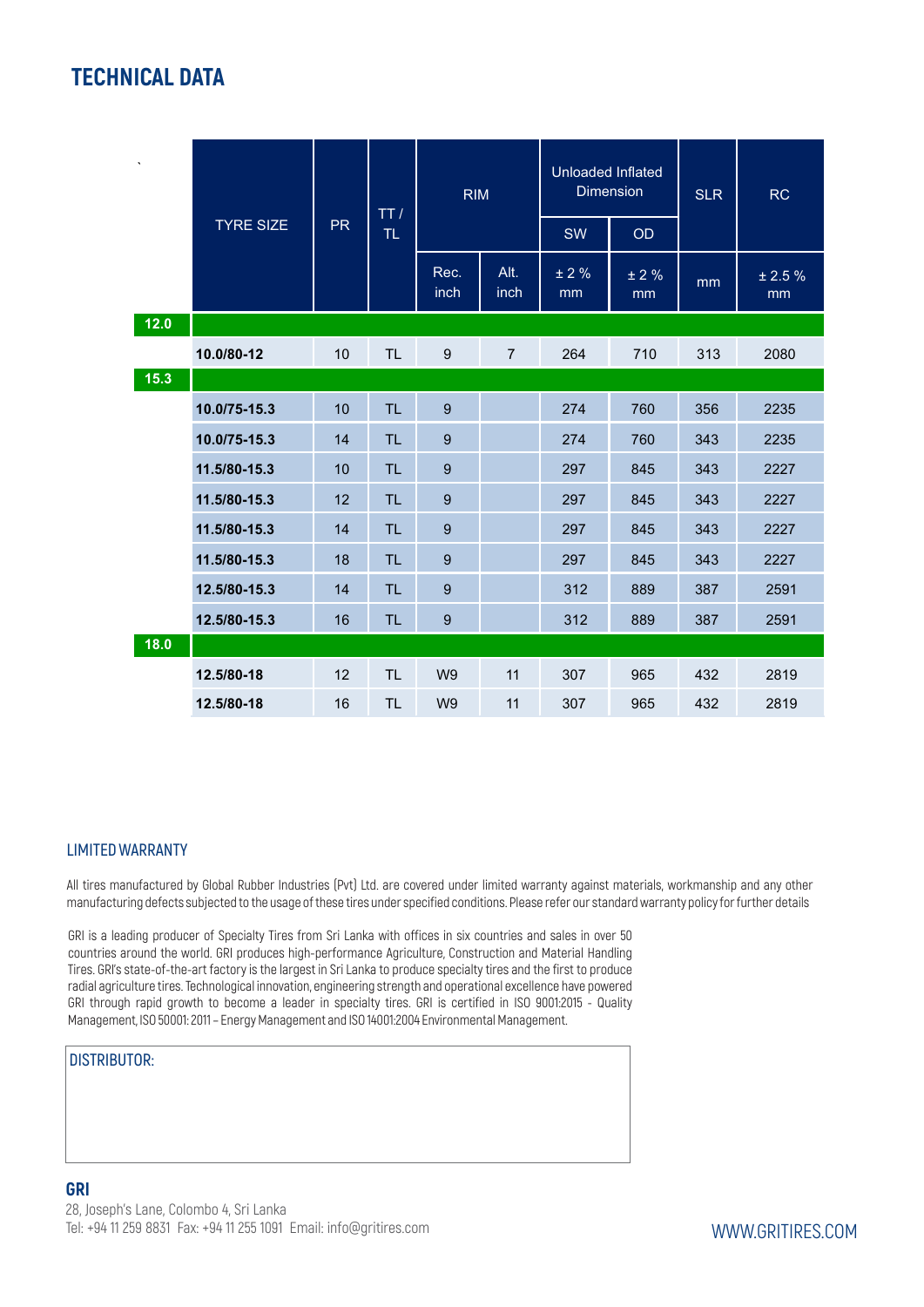# TECHNICAL DATA

| | TYRE SIZE | PR | TT / TL | RIM | | Unloaded Inflated Dimension | | SLR | RC |
|---|---|---|---|---|---|---|---|---|---|
| | | | | | | SW | OD | | |
| | | | | Rec. inch | Alt. inch | ± 2 % mm | ± 2 % mm | mm | ± 2.5 % mm |
| **12.0** | | | | | | | | | |
| | **10.0/80-12** | 10 | TL | 9 | 7 | 264 | 710 | 313 | 2080 |
| **15.3** | | | | | | | | | |
| | **10.0/75-15.3** | 10 | TL | 9 | | 274 | 760 | 356 | 2235 |
| | **10.0/75-15.3** | 14 | TL | 9 | | 274 | 760 | 343 | 2235 |
| | **11.5/80-15.3** | 10 | TL | 9 | | 297 | 845 | 343 | 2227 |
| | **11.5/80-15.3** | 12 | TL | 9 | | 297 | 845 | 343 | 2227 |
| | **11.5/80-15.3** | 14 | TL | 9 | | 297 | 845 | 343 | 2227 |
| | **11.5/80-15.3** | 18 | TL | 9 | | 297 | 845 | 343 | 2227 |
| | **12.5/80-15.3** | 14 | TL | 9 | | 312 | 889 | 387 | 2591 |
| | **12.5/80-15.3** | 16 | TL | 9 | | 312 | 889 | 387 | 2591 |
| **18.0** | | | | | | | | | |
| | **12.5/80-18** | 12 | TL | W9 | 11 | 307 | 965 | 432 | 2819 |
| | **12.5/80-18** | 16 | TL | W9 | 11 | 307 | 965 | 432 | 2819 |

## LIMITED WARRANTY

All tires manufactured by Global Rubber Industries (Pvt) Ltd. are covered under limited warranty against materials, workmanship and any other manufacturing defects subjected to the usage of these tires under specified conditions. Please refer our standard warranty policy for further details

GRI is a leading producer of Specialty Tires from Sri Lanka with offices in six countries and sales in over 50 countries around the world. GRI produces high-performance Agriculture, Construction and Material Handling Tires. GRI's state-of-the-art factory is the largest in Sri Lanka to produce specialty tires and the first to produce radial agriculture tires. Technological innovation, engineering strength and operational excellence have powered GRI through rapid growth to become a leader in specialty tires. GRI is certified in ISO 9001:2015 - Quality Management, ISO 50001: 2011 – Energy Management and ISO 14001:2004 Environmental Management.

DISTRIBUTOR:

**GRI**
28, Joseph's Lane, Colombo 4, Sri Lanka
Tel: +94 11 259 8831 Fax: +94 11 255 1091 Email: info@gritires.com

WWW.GRITIRES.COM